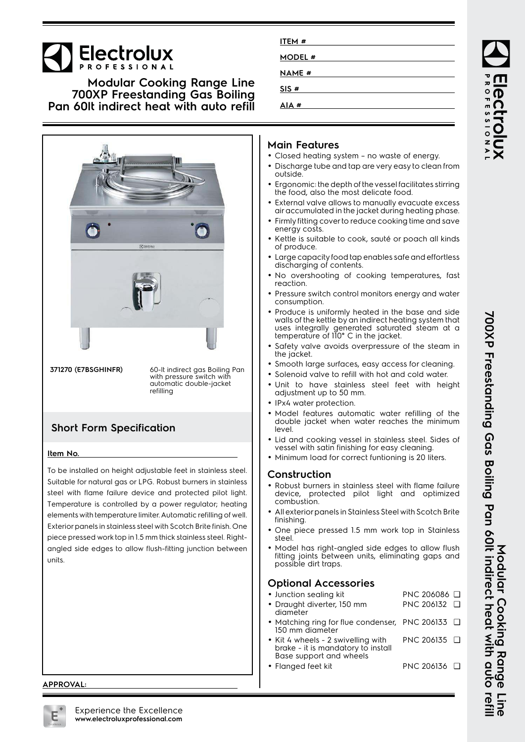# Electrolux PROFESSIONAL

## Modular Cooking Range Line 700XP Freestanding Gas Boiling Pan 60lt indirect heat with auto refill

ITEM #

MODEL #

NAME #

SIS #

AIA #

**371270 (E7BSGHINFR)** 60-lt indirect gas Boiling Pan with pressure switch with automatic double-jacket refilling

## Short Form Specification

**Item No.**

To be installed on height adjustable feet in stainless steel. Suitable for natural gas or LPG. Robust burners in stainless steel with flame failure device and protected pilot light. Temperature is controlled by a power regulator; heating elements with temperature limiter. Automatic refilling of well. Exterior panels in stainless steel with Scotch Brite finish. One piece pressed work top in 1.5 mm thick stainless steel. Right-angled side edges to allow flush-fitting junction between units.

**APPROVAL:**

## Main Features

- Closed heating system – no waste of energy.
- Discharge tube and tap are very easy to clean from outside.
- Ergonomic: the depth of the vessel facilitates stirring the food, also the most delicate food.
- External valve allows to manually evacuate excess air accumulated in the jacket during heating phase.
- Firmly fitting cover to reduce cooking time and save energy costs.
- Kettle is suitable to cook, sauté or poach all kinds of produce.
- Large capacity food tap enables safe and effortless discharging of contents.
- No overshooting of cooking temperatures, fast reaction.
- Pressure switch control monitors energy and water consumption.
- Produce is uniformly heated in the base and side walls of the kettle by an indirect heating system that uses integrally generated saturated steam at a temperature of 110° C in the jacket.
- Safety valve avoids overpressure of the steam in the jacket.
- Smooth large surfaces, easy access for cleaning.
- Solenoid valve to refill with hot and cold water.
- Unit to have stainless steel feet with height adjustment up to 50 mm.
- IPx4 water protection.
- Model features automatic water refilling of the double jacket when water reaches the minimum level.
- Lid and cooking vessel in stainless steel. Sides of vessel with satin finishing for easy cleaning.
- Minimum load for correct funtioning is 20 liters.

## Construction

- Robust burners in stainless steel with flame failure device, protected pilot light and optimized combustion.
- All exterior panels in Stainless Steel with Scotch Brite finishing.
- One piece pressed 1.5 mm work top in Stainless steel.
- Model has right-angled side edges to allow flush fitting joints between units, eliminating gaps and possible dirt traps.

## Optional Accessories

- Junction sealing kit — PNC 206086 ❑
- Draught diverter, 150 mm diameter — PNC 206132 ❑
- Matching ring for flue condenser, 150 mm diameter — PNC 206133 ❑
- Kit 4 wheels - 2 swivelling with brake - it is mandatory to install Base support and wheels — PNC 206135 ❑
- Flanged feet kit — PNC 206136 ❑

Experience the Excellence
www.electroluxprofessional.com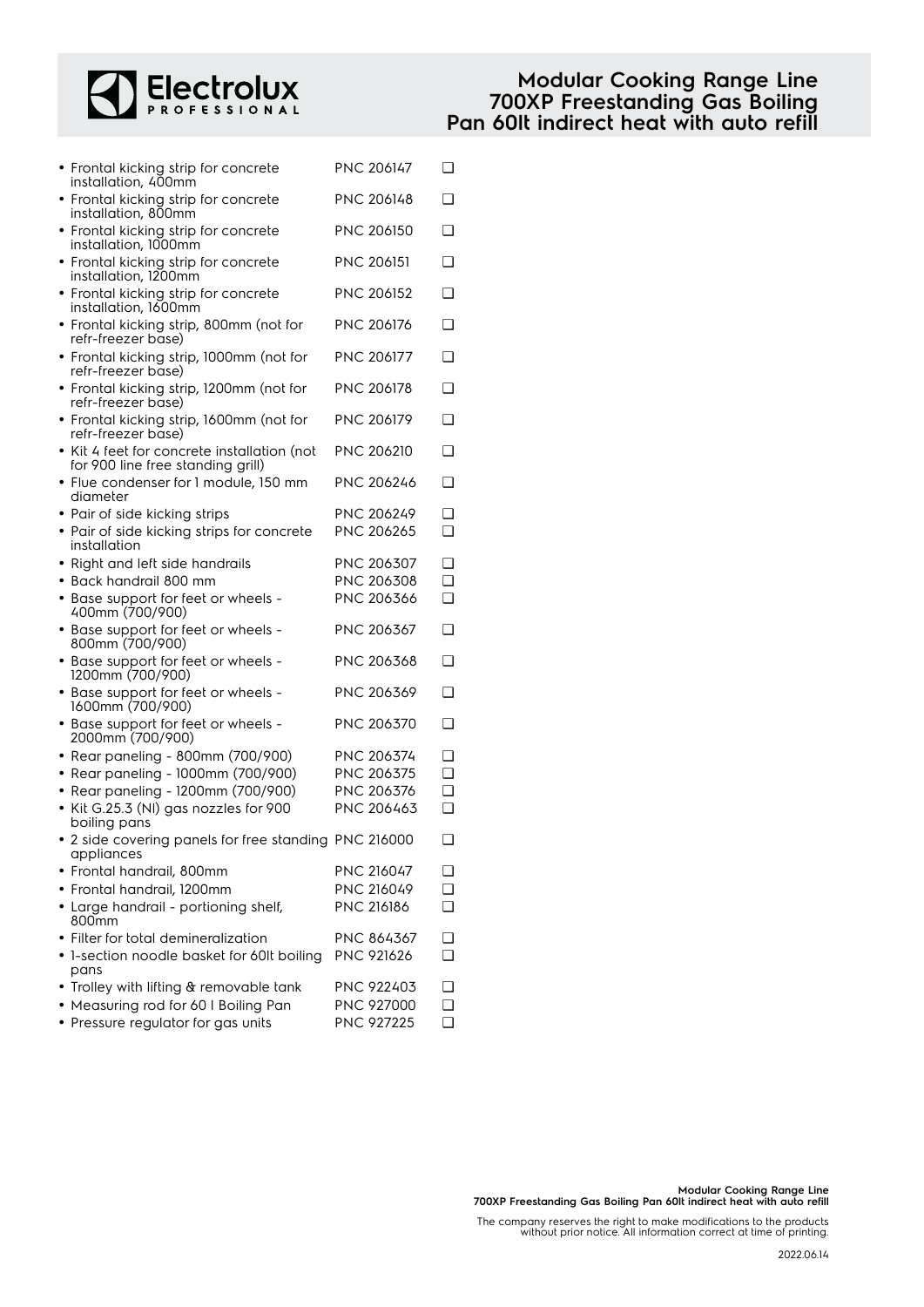- Frontal kicking strip for concrete installation, 400mm PNC 206147 ❑
- Frontal kicking strip for concrete installation, 800mm PNC 206148 ❑
- Frontal kicking strip for concrete installation, 1000mm PNC 206150 ❑
- Frontal kicking strip for concrete installation, 1200mm PNC 206151 ❑
- Frontal kicking strip for concrete installation, 1600mm PNC 206152 ❑
- Frontal kicking strip, 800mm (not for refr-freezer base) PNC 206176 ❑
- Frontal kicking strip, 1000mm (not for refr-freezer base) PNC 206177 ❑
- Frontal kicking strip, 1200mm (not for refr-freezer base) PNC 206178 ❑
- Frontal kicking strip, 1600mm (not for refr-freezer base) PNC 206179 ❑
- Kit 4 feet for concrete installation (not for 900 line free standing grill) PNC 206210 ❑
- Flue condenser for 1 module, 150 mm diameter PNC 206246 ❑
- Pair of side kicking strips PNC 206249 ❑
- Pair of side kicking strips for concrete installation PNC 206265 ❑
- Right and left side handrails PNC 206307 ❑
- Back handrail 800 mm PNC 206308 ❑
- Base support for feet or wheels - 400mm (700/900) PNC 206366 ❑
- Base support for feet or wheels - 800mm (700/900) PNC 206367 ❑
- Base support for feet or wheels - 1200mm (700/900) PNC 206368 ❑
- Base support for feet or wheels - 1600mm (700/900) PNC 206369 ❑
- Base support for feet or wheels - 2000mm (700/900) PNC 206370 ❑
- Rear paneling - 800mm (700/900) PNC 206374 ❑
- Rear paneling - 1000mm (700/900) PNC 206375 ❑
- Rear paneling - 1200mm (700/900) PNC 206376 ❑
- Kit G.25.3 (Nl) gas nozzles for 900 boiling pans PNC 206463 ❑
- 2 side covering panels for free standing appliances PNC 216000 ❑
- Frontal handrail, 800mm PNC 216047 ❑
- Frontal handrail, 1200mm PNC 216049 ❑
- Large handrail - portioning shelf, 800mm PNC 216186 ❑
- Filter for total demineralization PNC 864367 ❑
- 1-section noodle basket for 60lt boiling pans PNC 921626 ❑
- Trolley with lifting & removable tank PNC 922403 ❑
- Measuring rod for 60 l Boiling Pan PNC 927000 ❑
- Pressure regulator for gas units PNC 927225 ❑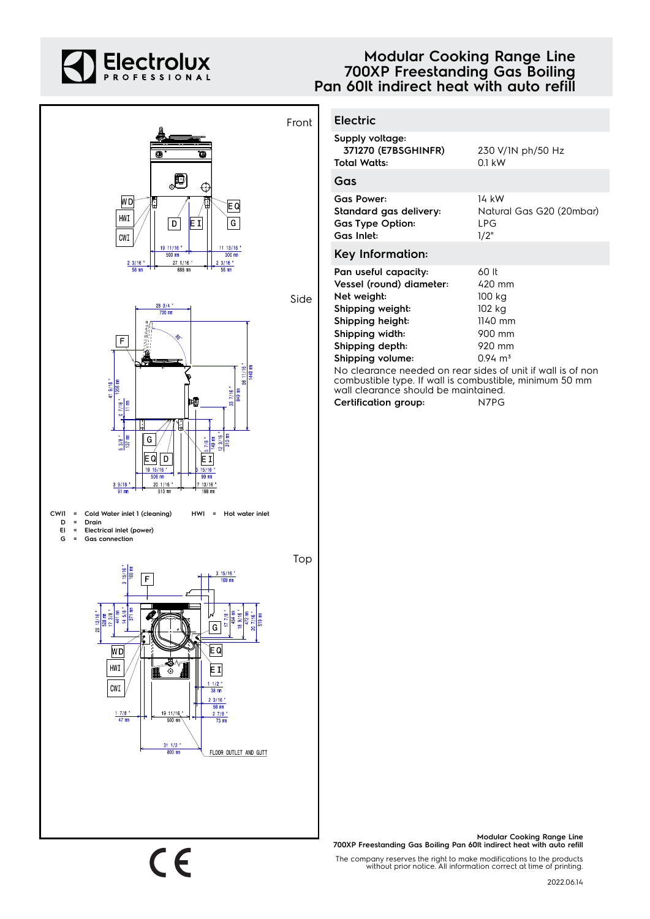# Modular Cooking Range Line 700XP Freestanding Gas Boiling Pan 60lt indirect heat with auto refill

Front

Side

Top

CWI1 = Cold Water inlet 1 (cleaning)
HWI = Hot water inlet
D = Drain
EI = Electrical inlet (power)
G = Gas connection

## Electric

| | |
|---|---|
| **Supply voltage:** | |
| **371270 (E7BSGHINFR)** | 230 V/1N ph/50 Hz |
| **Total Watts:** | 0.1 kW |

## Gas

| | |
|---|---|
| **Gas Power:** | 14 kW |
| **Standard gas delivery:** | Natural Gas G20 (20mbar) |
| **Gas Type Option:** | LPG |
| **Gas Inlet:** | 1/2" |

## Key Information:

| | |
|---|---|
| **Pan useful capacity:** | 60 lt |
| **Vessel (round) diameter:** | 420 mm |
| **Net weight:** | 100 kg |
| **Shipping weight:** | 102 kg |
| **Shipping height:** | 1140 mm |
| **Shipping width:** | 900 mm |
| **Shipping depth:** | 920 mm |
| **Shipping volume:** | 0.94 m³ |

No clearance needed on rear sides of unit if wall is of non combustible type. If wall is combustible, minimum 50 mm wall clearance should be maintained.

| | |
|---|---|
| **Certification group:** | N7PG |

The company reserves the right to make modifications to the products without prior notice. All information correct at time of printing.

2022.06.14